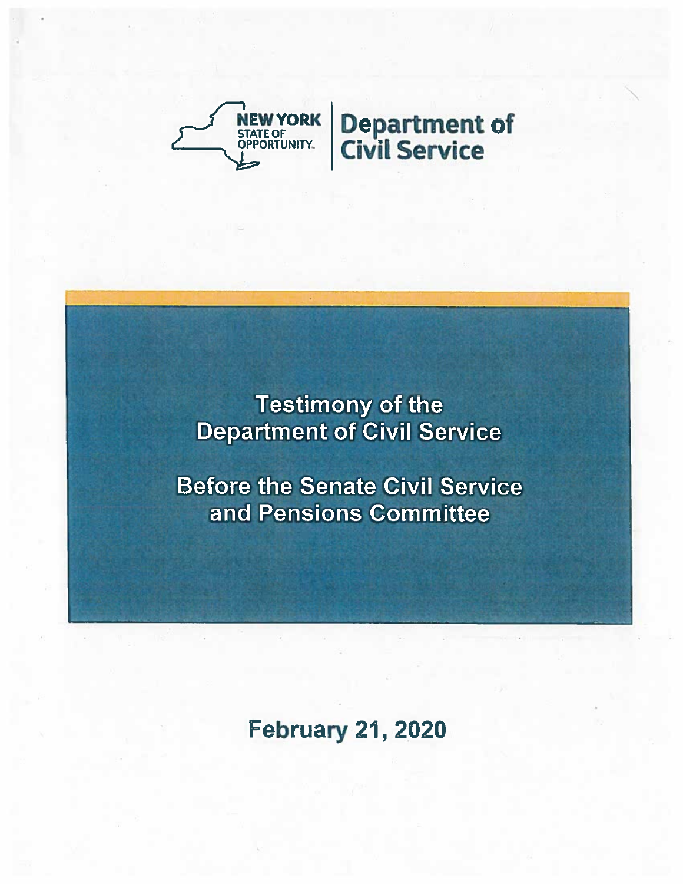NEW YORK STATE OF OPPORTUNITY. | Department of Civil Service

# Testimony of the Department of Civil Service

## Before the Senate Civil Service and Pensions Committee

**February 21, 2020**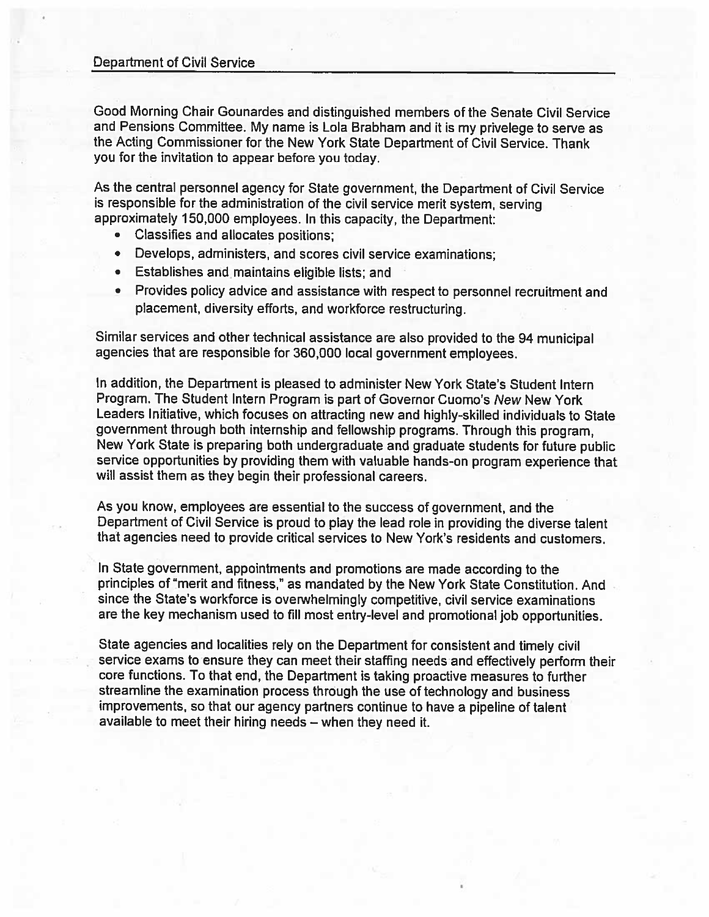## Department of Civil Service

Good Morning Chair Gounardes and distinguished members of the Senate Civil Service and Pensions Committee. My name is Lola Brabham and it is my privelege to serve as the Acting Commissioner for the New York State Department of Civil Service. Thank you for the invitation to appear before you today.

As the central personnel agency for State government, the Department of Civil Service is responsible for the administration of the civil service merit system, serving approximately 150,000 employees. In this capacity, the Department:

- Classifies and allocates positions;
- Develops, administers, and scores civil service examinations;
- Establishes and maintains eligible lists; and
- Provides policy advice and assistance with respect to personnel recruitment and placement, diversity efforts, and workforce restructuring.

Similar services and other technical assistance are also provided to the 94 municipal agencies that are responsible for 360,000 local government employees.

In addition, the Department is pleased to administer New York State's Student Intern Program. The Student Intern Program is part of Governor Cuomo's *New* New York Leaders Initiative, which focuses on attracting new and highly-skilled individuals to State government through both internship and fellowship programs. Through this program, New York State is preparing both undergraduate and graduate students for future public service opportunities by providing them with valuable hands-on program experience that will assist them as they begin their professional careers.

As you know, employees are essential to the success of government, and the Department of Civil Service is proud to play the lead role in providing the diverse talent that agencies need to provide critical services to New York's residents and customers.

In State government, appointments and promotions are made according to the principles of "merit and fitness," as mandated by the New York State Constitution. And since the State's workforce is overwhelmingly competitive, civil service examinations are the key mechanism used to fill most entry-level and promotional job opportunities.

State agencies and localities rely on the Department for consistent and timely civil service exams to ensure they can meet their staffing needs and effectively perform their core functions. To that end, the Department is taking proactive measures to further streamline the examination process through the use of technology and business improvements, so that our agency partners continue to have a pipeline of talent available to meet their hiring needs – when they need it.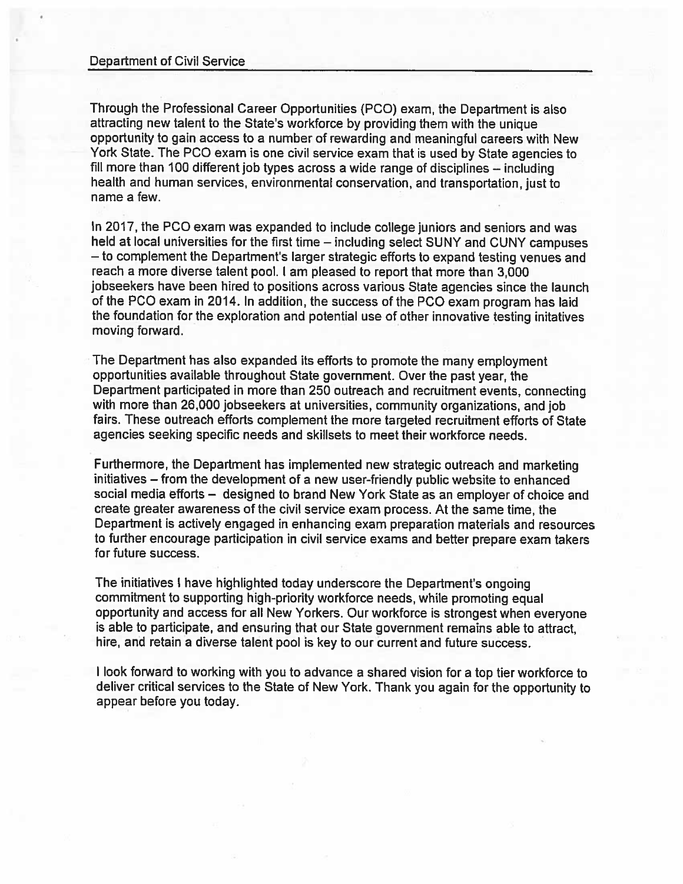Through the Professional Career Opportunities (PCO) exam, the Department is also attracting new talent to the State's workforce by providing them with the unique opportunity to gain access to a number of rewarding and meaningful careers with New York State. The PCO exam is one civil service exam that is used by State agencies to fill more than 100 different job types across a wide range of disciplines – including health and human services, environmental conservation, and transportation, just to name a few.

In 2017, the PCO exam was expanded to include college juniors and seniors and was held at local universities for the first time – including select SUNY and CUNY campuses – to complement the Department's larger strategic efforts to expand testing venues and reach a more diverse talent pool. I am pleased to report that more than 3,000 jobseekers have been hired to positions across various State agencies since the launch of the PCO exam in 2014. In addition, the success of the PCO exam program has laid the foundation for the exploration and potential use of other innovative testing initatives moving forward.

The Department has also expanded its efforts to promote the many employment opportunities available throughout State government. Over the past year, the Department participated in more than 250 outreach and recruitment events, connecting with more than 26,000 jobseekers at universities, community organizations, and job fairs. These outreach efforts complement the more targeted recruitment efforts of State agencies seeking specific needs and skillsets to meet their workforce needs.

Furthermore, the Department has implemented new strategic outreach and marketing initiatives – from the development of a new user-friendly public website to enhanced social media efforts – designed to brand New York State as an employer of choice and create greater awareness of the civil service exam process. At the same time, the Department is actively engaged in enhancing exam preparation materials and resources to further encourage participation in civil service exams and better prepare exam takers for future success.

The initiatives I have highlighted today underscore the Department's ongoing commitment to supporting high-priority workforce needs, while promoting equal opportunity and access for all New Yorkers. Our workforce is strongest when everyone is able to participate, and ensuring that our State government remains able to attract, hire, and retain a diverse talent pool is key to our current and future success.

I look forward to working with you to advance a shared vision for a top tier workforce to deliver critical services to the State of New York. Thank you again for the opportunity to appear before you today.